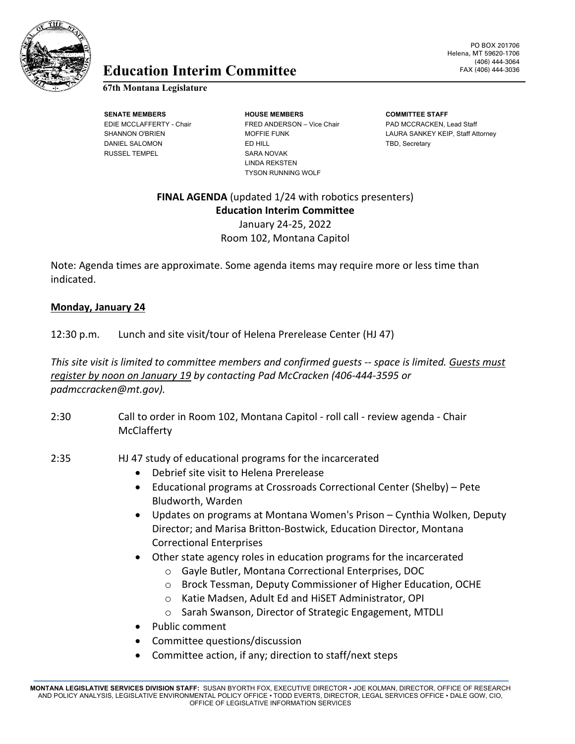# Education Interim Committee

**67th Montana Legislature**

PO BOX 201706
Helena, MT 59620-1706
(406) 444-3064
FAX (406) 444-3036

| SENATE MEMBERS | HOUSE MEMBERS | COMMITTEE STAFF |
|---|---|---|
| EDIE MCCLAFFERTY - Chair | FRED ANDERSON – Vice Chair | PAD MCCRACKEN, Lead Staff |
| SHANNON O'BRIEN | MOFFIE FUNK | LAURA SANKEY KEIP, Staff Attorney |
| DANIEL SALOMON | ED HILL | TBD, Secretary |
| RUSSEL TEMPEL | SARA NOVAK | |
| | LINDA REKSTEN | |
| | TYSON RUNNING WOLF | |

**FINAL AGENDA** (updated 1/24 with robotics presenters)
**Education Interim Committee**
January 24-25, 2022
Room 102, Montana Capitol

Note: Agenda times are approximate. Some agenda items may require more or less time than indicated.

## Monday, January 24

12:30 p.m. Lunch and site visit/tour of Helena Prerelease Center (HJ 47)

*This site visit is limited to committee members and confirmed guests -- space is limited. Guests must register by noon on January 19 by contacting Pad McCracken (406-444-3595 or padmccracken@mt.gov).*

2:30 Call to order in Room 102, Montana Capitol - roll call - review agenda - Chair McClafferty

2:35 HJ 47 study of educational programs for the incarcerated

- Debrief site visit to Helena Prerelease
- Educational programs at Crossroads Correctional Center (Shelby) – Pete Bludworth, Warden
- Updates on programs at Montana Women's Prison – Cynthia Wolken, Deputy Director; and Marisa Britton-Bostwick, Education Director, Montana Correctional Enterprises
- Other state agency roles in education programs for the incarcerated
  - Gayle Butler, Montana Correctional Enterprises, DOC
  - Brock Tessman, Deputy Commissioner of Higher Education, OCHE
  - Katie Madsen, Adult Ed and HiSET Administrator, OPI
  - Sarah Swanson, Director of Strategic Engagement, MTDLI
- Public comment
- Committee questions/discussion
- Committee action, if any; direction to staff/next steps

MONTANA LEGISLATIVE SERVICES DIVISION STAFF: SUSAN BYORTH FOX, EXECUTIVE DIRECTOR • JOE KOLMAN, DIRECTOR, OFFICE OF RESEARCH AND POLICY ANALYSIS, LEGISLATIVE ENVIRONMENTAL POLICY OFFICE • TODD EVERTS, DIRECTOR, LEGAL SERVICES OFFICE • DALE GOW, CIO, OFFICE OF LEGISLATIVE INFORMATION SERVICES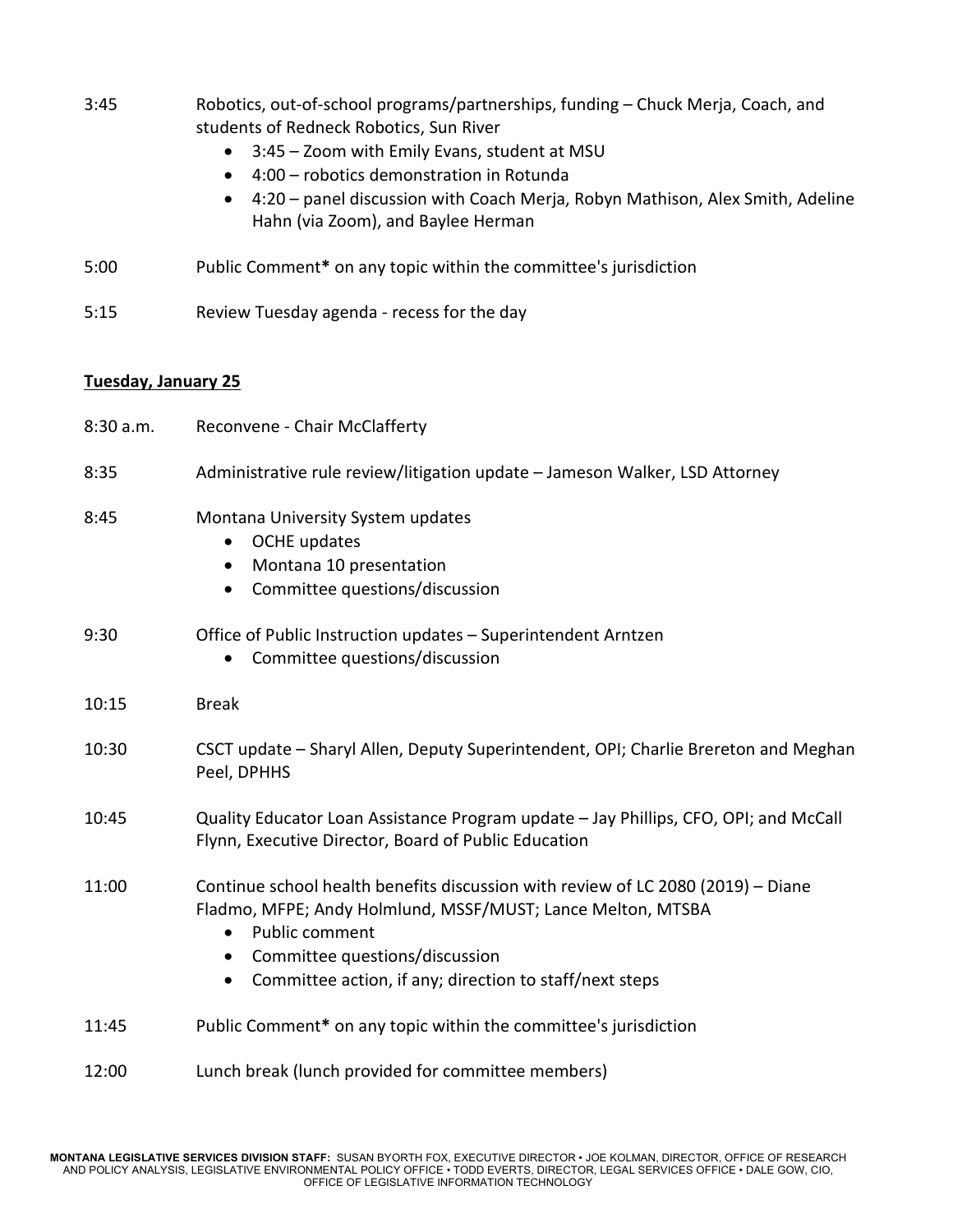3:45 Robotics, out-of-school programs/partnerships, funding – Chuck Merja, Coach, and students of Redneck Robotics, Sun River

- 3:45 – Zoom with Emily Evans, student at MSU
- 4:00 – robotics demonstration in Rotunda
- 4:20 – panel discussion with Coach Merja, Robyn Mathison, Alex Smith, Adeline Hahn (via Zoom), and Baylee Herman

5:00 Public Comment* on any topic within the committee's jurisdiction

5:15 Review Tuesday agenda - recess for the day

**Tuesday, January 25**

8:30 a.m. Reconvene - Chair McClafferty

8:35 Administrative rule review/litigation update – Jameson Walker, LSD Attorney

8:45 Montana University System updates

- OCHE updates
- Montana 10 presentation
- Committee questions/discussion

9:30 Office of Public Instruction updates – Superintendent Arntzen

- Committee questions/discussion

10:15 Break

10:30 CSCT update – Sharyl Allen, Deputy Superintendent, OPI; Charlie Brereton and Meghan Peel, DPHHS

10:45 Quality Educator Loan Assistance Program update – Jay Phillips, CFO, OPI; and McCall Flynn, Executive Director, Board of Public Education

11:00 Continue school health benefits discussion with review of LC 2080 (2019) – Diane Fladmo, MFPE; Andy Holmlund, MSSF/MUST; Lance Melton, MTSBA

- Public comment
- Committee questions/discussion
- Committee action, if any; direction to staff/next steps

11:45 Public Comment* on any topic within the committee's jurisdiction

12:00 Lunch break (lunch provided for committee members)

**MONTANA LEGISLATIVE SERVICES DIVISION STAFF:** SUSAN BYORTH FOX, EXECUTIVE DIRECTOR • JOE KOLMAN, DIRECTOR, OFFICE OF RESEARCH AND POLICY ANALYSIS, LEGISLATIVE ENVIRONMENTAL POLICY OFFICE • TODD EVERTS, DIRECTOR, LEGAL SERVICES OFFICE • DALE GOW, CIO, OFFICE OF LEGISLATIVE INFORMATION TECHNOLOGY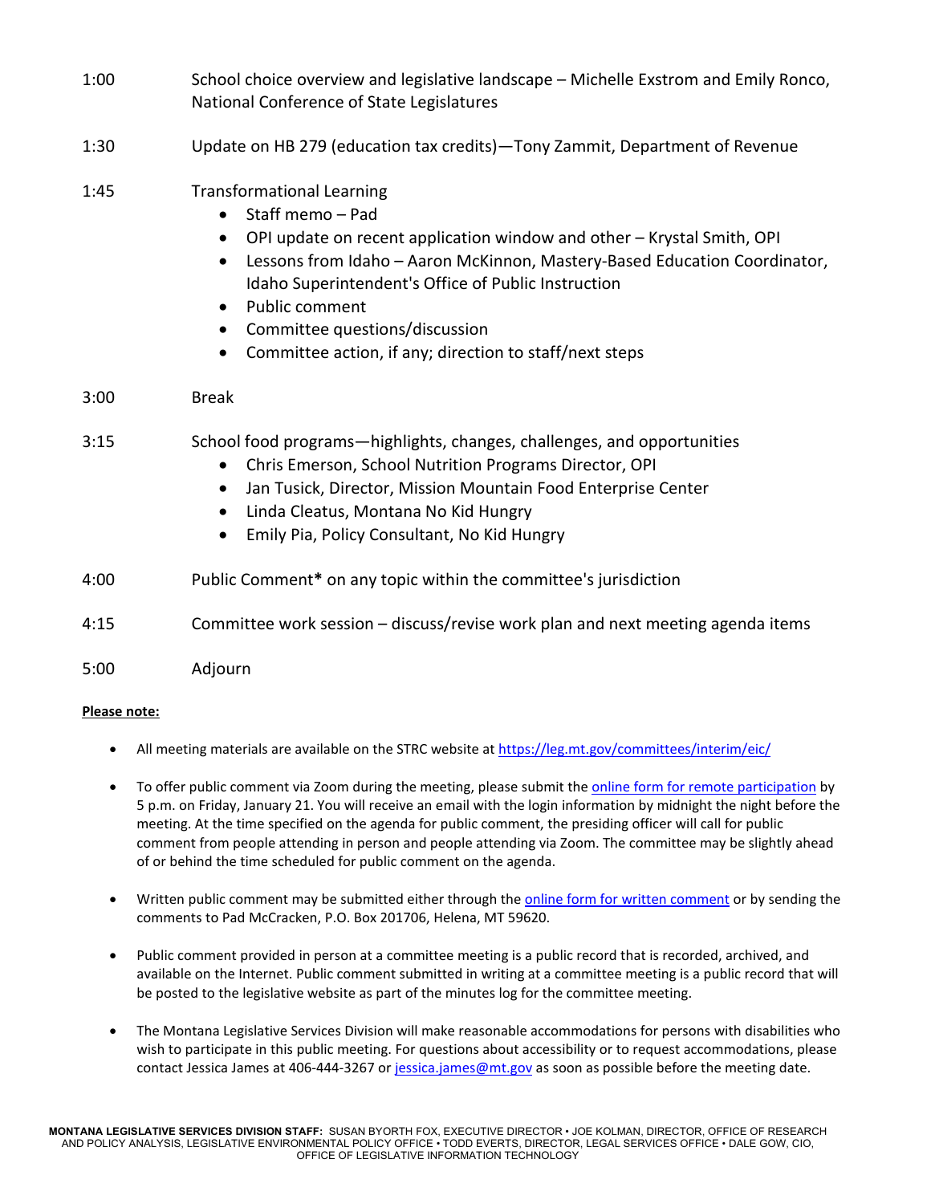1:00 School choice overview and legislative landscape – Michelle Exstrom and Emily Ronco, National Conference of State Legislatures

1:30 Update on HB 279 (education tax credits)—Tony Zammit, Department of Revenue

1:45 Transformational Learning

- Staff memo – Pad
- OPI update on recent application window and other – Krystal Smith, OPI
- Lessons from Idaho – Aaron McKinnon, Mastery-Based Education Coordinator, Idaho Superintendent's Office of Public Instruction
- Public comment
- Committee questions/discussion
- Committee action, if any; direction to staff/next steps

3:00 Break

3:15 School food programs—highlights, changes, challenges, and opportunities

- Chris Emerson, School Nutrition Programs Director, OPI
- Jan Tusick, Director, Mission Mountain Food Enterprise Center
- Linda Cleatus, Montana No Kid Hungry
- Emily Pia, Policy Consultant, No Kid Hungry

4:00 Public Comment* on any topic within the committee's jurisdiction

4:15 Committee work session – discuss/revise work plan and next meeting agenda items

5:00 Adjourn

**Please note:**

- All meeting materials are available on the STRC website at https://leg.mt.gov/committees/interim/eic/
- To offer public comment via Zoom during the meeting, please submit the online form for remote participation by 5 p.m. on Friday, January 21. You will receive an email with the login information by midnight the night before the meeting. At the time specified on the agenda for public comment, the presiding officer will call for public comment from people attending in person and people attending via Zoom. The committee may be slightly ahead of or behind the time scheduled for public comment on the agenda.
- Written public comment may be submitted either through the online form for written comment or by sending the comments to Pad McCracken, P.O. Box 201706, Helena, MT 59620.
- Public comment provided in person at a committee meeting is a public record that is recorded, archived, and available on the Internet. Public comment submitted in writing at a committee meeting is a public record that will be posted to the legislative website as part of the minutes log for the committee meeting.
- The Montana Legislative Services Division will make reasonable accommodations for persons with disabilities who wish to participate in this public meeting. For questions about accessibility or to request accommodations, please contact Jessica James at 406-444-3267 or jessica.james@mt.gov as soon as possible before the meeting date.

**MONTANA LEGISLATIVE SERVICES DIVISION STAFF:** SUSAN BYORTH FOX, EXECUTIVE DIRECTOR • JOE KOLMAN, DIRECTOR, OFFICE OF RESEARCH AND POLICY ANALYSIS, LEGISLATIVE ENVIRONMENTAL POLICY OFFICE • TODD EVERTS, DIRECTOR, LEGAL SERVICES OFFICE • DALE GOW, CIO, OFFICE OF LEGISLATIVE INFORMATION TECHNOLOGY